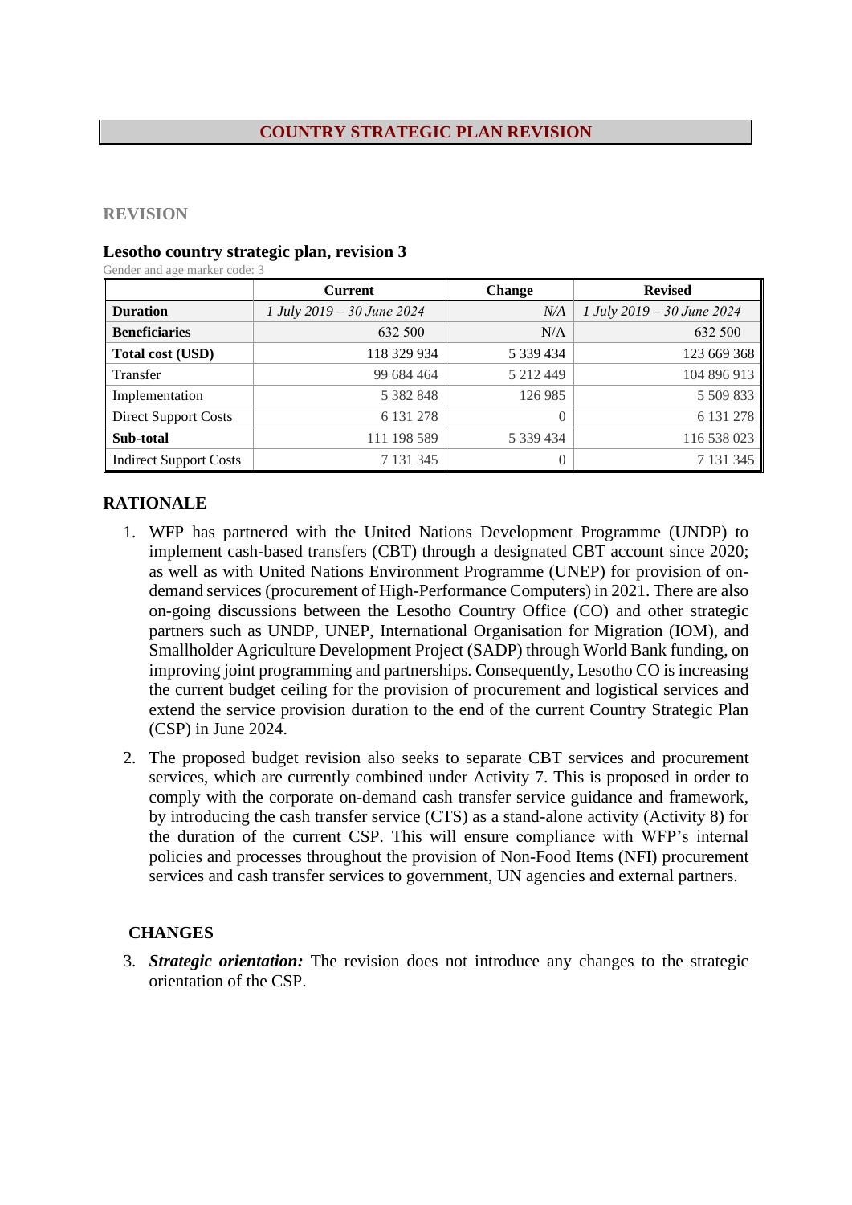# COUNTRY STRATEGIC PLAN REVISION

## REVISION

### Lesotho country strategic plan, revision 3

Gender and age marker code: 3

| | Current | Change | Revised |
|---|---|---|---|
| **Duration** | *1 July 2019 – 30 June 2024* | *N/A* | *1 July 2019 – 30 June 2024* |
| **Beneficiaries** | 632 500 | N/A | 632 500 |
| **Total cost (USD)** | 118 329 934 | 5 339 434 | 123 669 368 |
| Transfer | 99 684 464 | 5 212 449 | 104 896 913 |
| Implementation | 5 382 848 | 126 985 | 5 509 833 |
| Direct Support Costs | 6 131 278 | 0 | 6 131 278 |
| **Sub-total** | 111 198 589 | 5 339 434 | 116 538 023 |
| Indirect Support Costs | 7 131 345 | 0 | 7 131 345 |

## RATIONALE

1. WFP has partnered with the United Nations Development Programme (UNDP) to implement cash-based transfers (CBT) through a designated CBT account since 2020; as well as with United Nations Environment Programme (UNEP) for provision of on-demand services (procurement of High-Performance Computers) in 2021. There are also on-going discussions between the Lesotho Country Office (CO) and other strategic partners such as UNDP, UNEP, International Organisation for Migration (IOM), and Smallholder Agriculture Development Project (SADP) through World Bank funding, on improving joint programming and partnerships. Consequently, Lesotho CO is increasing the current budget ceiling for the provision of procurement and logistical services and extend the service provision duration to the end of the current Country Strategic Plan (CSP) in June 2024.

2. The proposed budget revision also seeks to separate CBT services and procurement services, which are currently combined under Activity 7. This is proposed in order to comply with the corporate on-demand cash transfer service guidance and framework, by introducing the cash transfer service (CTS) as a stand-alone activity (Activity 8) for the duration of the current CSP. This will ensure compliance with WFP's internal policies and processes throughout the provision of Non-Food Items (NFI) procurement services and cash transfer services to government, UN agencies and external partners.

## CHANGES

3. ***Strategic orientation:*** The revision does not introduce any changes to the strategic orientation of the CSP.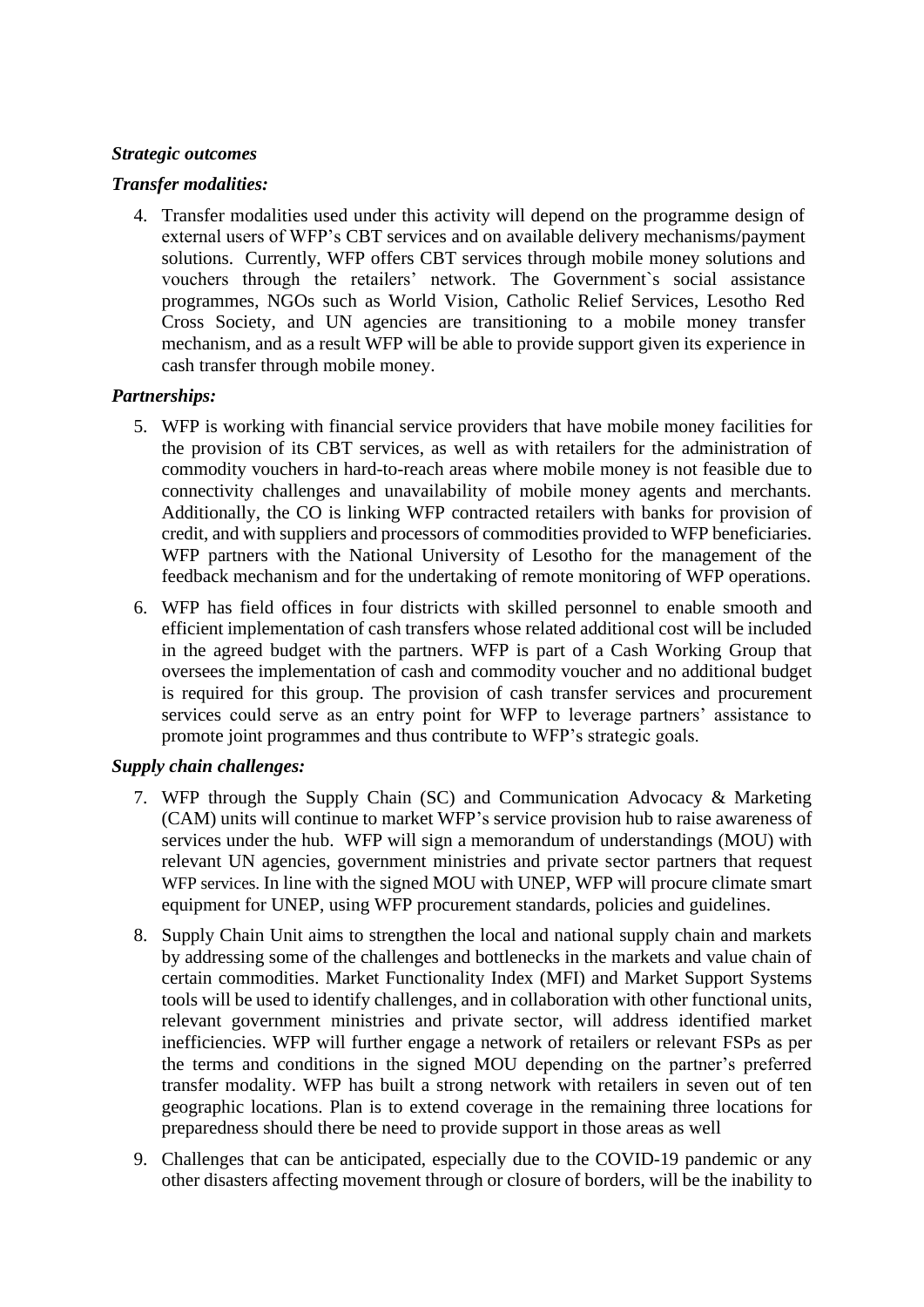***Strategic outcomes***

***Transfer modalities:***

4. Transfer modalities used under this activity will depend on the programme design of external users of WFP's CBT services and on available delivery mechanisms/payment solutions. Currently, WFP offers CBT services through mobile money solutions and vouchers through the retailers' network. The Government`s social assistance programmes, NGOs such as World Vision, Catholic Relief Services, Lesotho Red Cross Society, and UN agencies are transitioning to a mobile money transfer mechanism, and as a result WFP will be able to provide support given its experience in cash transfer through mobile money.

***Partnerships:***

5. WFP is working with financial service providers that have mobile money facilities for the provision of its CBT services, as well as with retailers for the administration of commodity vouchers in hard-to-reach areas where mobile money is not feasible due to connectivity challenges and unavailability of mobile money agents and merchants. Additionally, the CO is linking WFP contracted retailers with banks for provision of credit, and with suppliers and processors of commodities provided to WFP beneficiaries. WFP partners with the National University of Lesotho for the management of the feedback mechanism and for the undertaking of remote monitoring of WFP operations.

6. WFP has field offices in four districts with skilled personnel to enable smooth and efficient implementation of cash transfers whose related additional cost will be included in the agreed budget with the partners. WFP is part of a Cash Working Group that oversees the implementation of cash and commodity voucher and no additional budget is required for this group. The provision of cash transfer services and procurement services could serve as an entry point for WFP to leverage partners' assistance to promote joint programmes and thus contribute to WFP's strategic goals.

***Supply chain challenges:***

7. WFP through the Supply Chain (SC) and Communication Advocacy & Marketing (CAM) units will continue to market WFP's service provision hub to raise awareness of services under the hub. WFP will sign a memorandum of understandings (MOU) with relevant UN agencies, government ministries and private sector partners that request WFP services. In line with the signed MOU with UNEP, WFP will procure climate smart equipment for UNEP, using WFP procurement standards, policies and guidelines.

8. Supply Chain Unit aims to strengthen the local and national supply chain and markets by addressing some of the challenges and bottlenecks in the markets and value chain of certain commodities. Market Functionality Index (MFI) and Market Support Systems tools will be used to identify challenges, and in collaboration with other functional units, relevant government ministries and private sector, will address identified market inefficiencies. WFP will further engage a network of retailers or relevant FSPs as per the terms and conditions in the signed MOU depending on the partner's preferred transfer modality. WFP has built a strong network with retailers in seven out of ten geographic locations. Plan is to extend coverage in the remaining three locations for preparedness should there be need to provide support in those areas as well

9. Challenges that can be anticipated, especially due to the COVID-19 pandemic or any other disasters affecting movement through or closure of borders, will be the inability to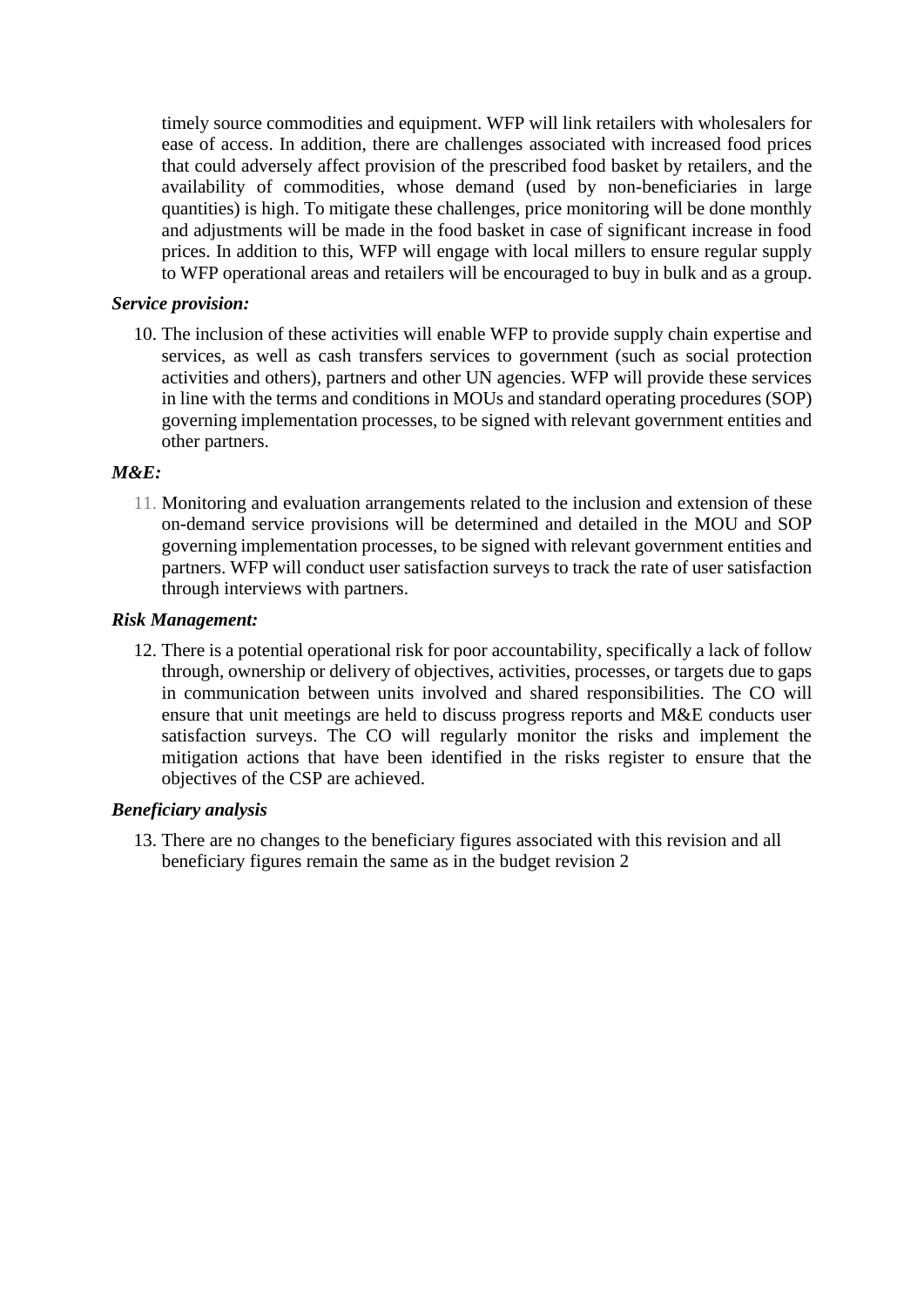timely source commodities and equipment. WFP will link retailers with wholesalers for ease of access. In addition, there are challenges associated with increased food prices that could adversely affect provision of the prescribed food basket by retailers, and the availability of commodities, whose demand (used by non-beneficiaries in large quantities) is high. To mitigate these challenges, price monitoring will be done monthly and adjustments will be made in the food basket in case of significant increase in food prices. In addition to this, WFP will engage with local millers to ensure regular supply to WFP operational areas and retailers will be encouraged to buy in bulk and as a group.

***Service provision:***

10. The inclusion of these activities will enable WFP to provide supply chain expertise and services, as well as cash transfers services to government (such as social protection activities and others), partners and other UN agencies. WFP will provide these services in line with the terms and conditions in MOUs and standard operating procedures (SOP) governing implementation processes, to be signed with relevant government entities and other partners.

***M&E:***

11. Monitoring and evaluation arrangements related to the inclusion and extension of these on-demand service provisions will be determined and detailed in the MOU and SOP governing implementation processes, to be signed with relevant government entities and partners. WFP will conduct user satisfaction surveys to track the rate of user satisfaction through interviews with partners.

***Risk Management:***

12. There is a potential operational risk for poor accountability, specifically a lack of follow through, ownership or delivery of objectives, activities, processes, or targets due to gaps in communication between units involved and shared responsibilities. The CO will ensure that unit meetings are held to discuss progress reports and M&E conducts user satisfaction surveys. The CO will regularly monitor the risks and implement the mitigation actions that have been identified in the risks register to ensure that the objectives of the CSP are achieved.

***Beneficiary analysis***

13. There are no changes to the beneficiary figures associated with this revision and all beneficiary figures remain the same as in the budget revision 2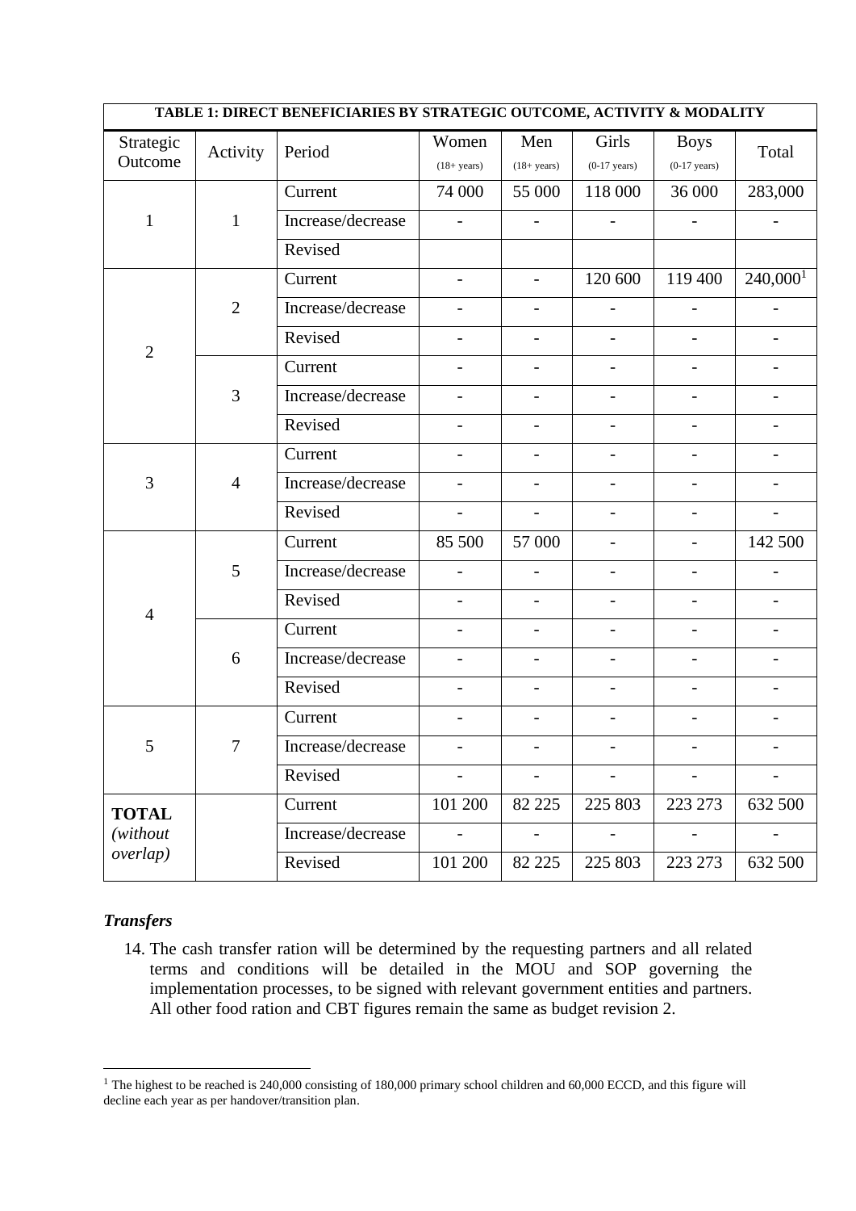| TABLE 1: DIRECT BENEFICIARIES BY STRATEGIC OUTCOME, ACTIVITY & MODALITY | | | | | | | |
|---|---|---|---|---|---|---|---|
| Strategic Outcome | Activity | Period | Women (18+ years) | Men (18+ years) | Girls (0-17 years) | Boys (0-17 years) | Total |
| 1 | 1 | Current | 74 000 | 55 000 | 118 000 | 36 000 | 283,000 |
| | | Increase/decrease | - | - | - | - | - |
| | | Revised | | | | | |
| 2 | 2 | Current | - | - | 120 600 | 119 400 | 240,000[1] |
| | | Increase/decrease | - | - | - | - | - |
| | | Revised | - | - | - | - | - |
| | 3 | Current | - | - | - | - | - |
| | | Increase/decrease | - | - | - | - | - |
| | | Revised | - | - | - | - | - |
| 3 | 4 | Current | - | - | - | - | - |
| | | Increase/decrease | - | - | - | - | - |
| | | Revised | - | - | - | - | - |
| 4 | 5 | Current | 85 500 | 57 000 | - | - | 142 500 |
| | | Increase/decrease | - | - | - | - | - |
| | | Revised | - | - | - | - | - |
| | 6 | Current | - | - | - | - | - |
| | | Increase/decrease | - | - | - | - | - |
| | | Revised | - | - | - | - | - |
| 5 | 7 | Current | - | - | - | - | - |
| | | Increase/decrease | - | - | - | - | - |
| | | Revised | - | - | - | - | - |
| **TOTAL** *(without overlap)* | | Current | 101 200 | 82 225 | 225 803 | 223 273 | 632 500 |
| | | Increase/decrease | - | - | - | - | - |
| | | Revised | 101 200 | 82 225 | 225 803 | 223 273 | 632 500 |

***Transfers***

14. The cash transfer ration will be determined by the requesting partners and all related terms and conditions will be detailed in the MOU and SOP governing the implementation processes, to be signed with relevant government entities and partners. All other food ration and CBT figures remain the same as budget revision 2.

[1] The highest to be reached is 240,000 consisting of 180,000 primary school children and 60,000 ECCD, and this figure will decline each year as per handover/transition plan.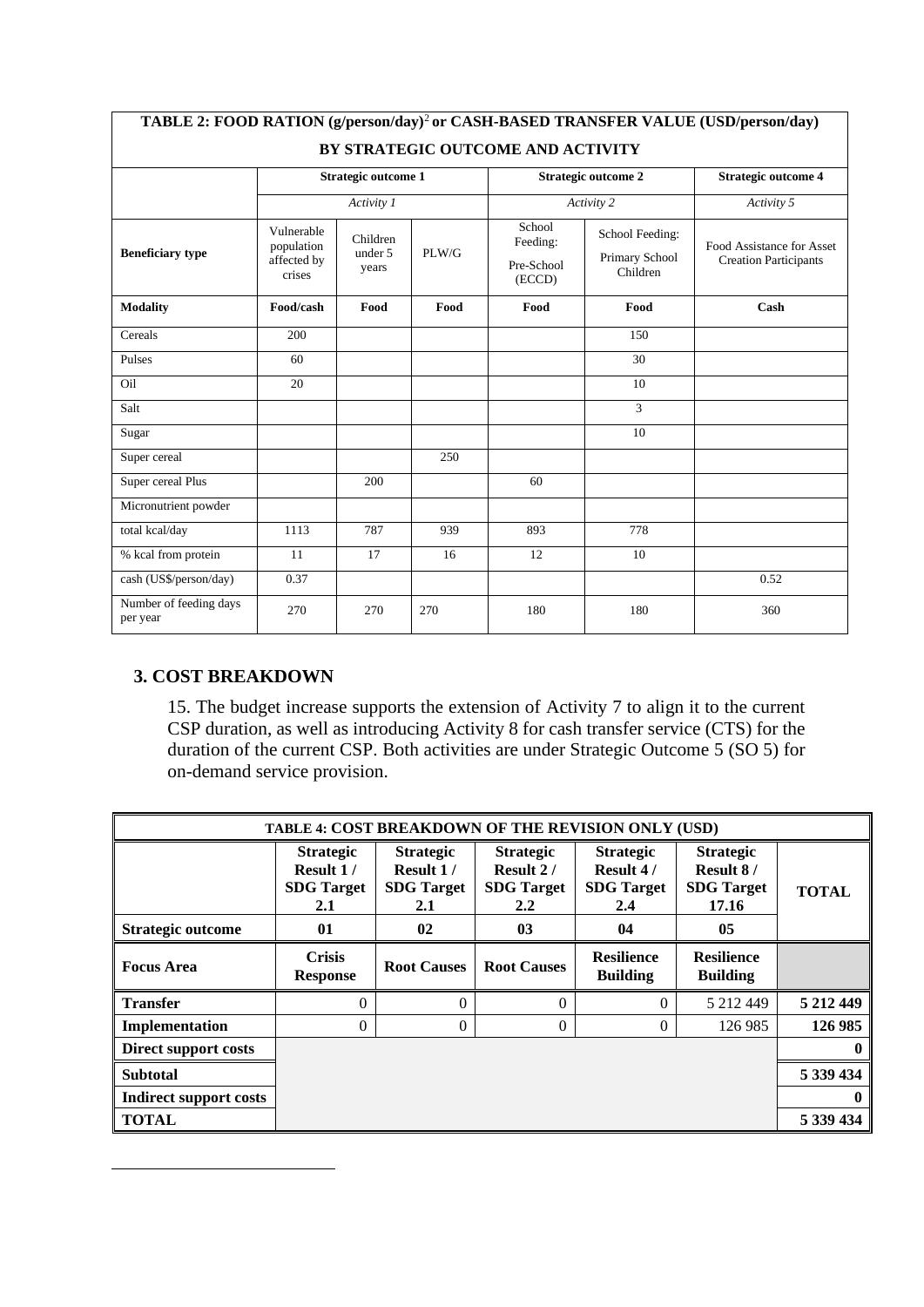| TABLE 2: FOOD RATION (g/person/day)[2] or CASH-BASED TRANSFER VALUE (USD/person/day) BY STRATEGIC OUTCOME AND ACTIVITY | | | | | | |
|---|---|---|---|---|---|---|
| | Strategic outcome 1 | | | Strategic outcome 2 | | Strategic outcome 4 |
| | *Activity 1* | | | *Activity 2* | | *Activity 5* |
| **Beneficiary type** | Vulnerable population affected by crises | Children under 5 years | PLW/G | School Feeding: Pre-School (ECCD) | School Feeding: Primary School Children | Food Assistance for Asset Creation Participants |
| **Modality** | **Food/cash** | **Food** | **Food** | **Food** | **Food** | **Cash** |
| Cereals | 200 | | | | 150 | |
| Pulses | 60 | | | | 30 | |
| Oil | 20 | | | | 10 | |
| Salt | | | | | 3 | |
| Sugar | | | | | 10 | |
| Super cereal | | | 250 | | | |
| Super cereal Plus | | 200 | | 60 | | |
| Micronutrient powder | | | | | | |
| total kcal/day | 1113 | 787 | 939 | 893 | 778 | |
| % kcal from protein | 11 | 17 | 16 | 12 | 10 | |
| cash (US$/person/day) | 0.37 | | | | | 0.52 |
| Number of feeding days per year | 270 | 270 | 270 | 180 | 180 | 360 |

### 3. COST BREAKDOWN

15. The budget increase supports the extension of Activity 7 to align it to the current CSP duration, as well as introducing Activity 8 for cash transfer service (CTS) for the duration of the current CSP. Both activities are under Strategic Outcome 5 (SO 5) for on-demand service provision.

| TABLE 4: COST BREAKDOWN OF THE REVISION ONLY (USD) | | | | | | |
|---|---|---|---|---|---|---|
| | **Strategic Result 1 / SDG Target 2.1** | **Strategic Result 1 / SDG Target 2.1** | **Strategic Result 2 / SDG Target 2.2** | **Strategic Result 4 / SDG Target 2.4** | **Strategic Result 8 / SDG Target 17.16** | **TOTAL** |
| **Strategic outcome** | **01** | **02** | **03** | **04** | **05** | |
| **Focus Area** | **Crisis Response** | **Root Causes** | **Root Causes** | **Resilience Building** | **Resilience Building** | |
| **Transfer** | 0 | 0 | 0 | 0 | 5 212 449 | **5 212 449** |
| **Implementation** | 0 | 0 | 0 | 0 | 126 985 | **126 985** |
| **Direct support costs** | | | | | | **0** |
| **Subtotal** | | | | | | **5 339 434** |
| **Indirect support costs** | | | | | | **0** |
| **TOTAL** | | | | | | **5 339 434** |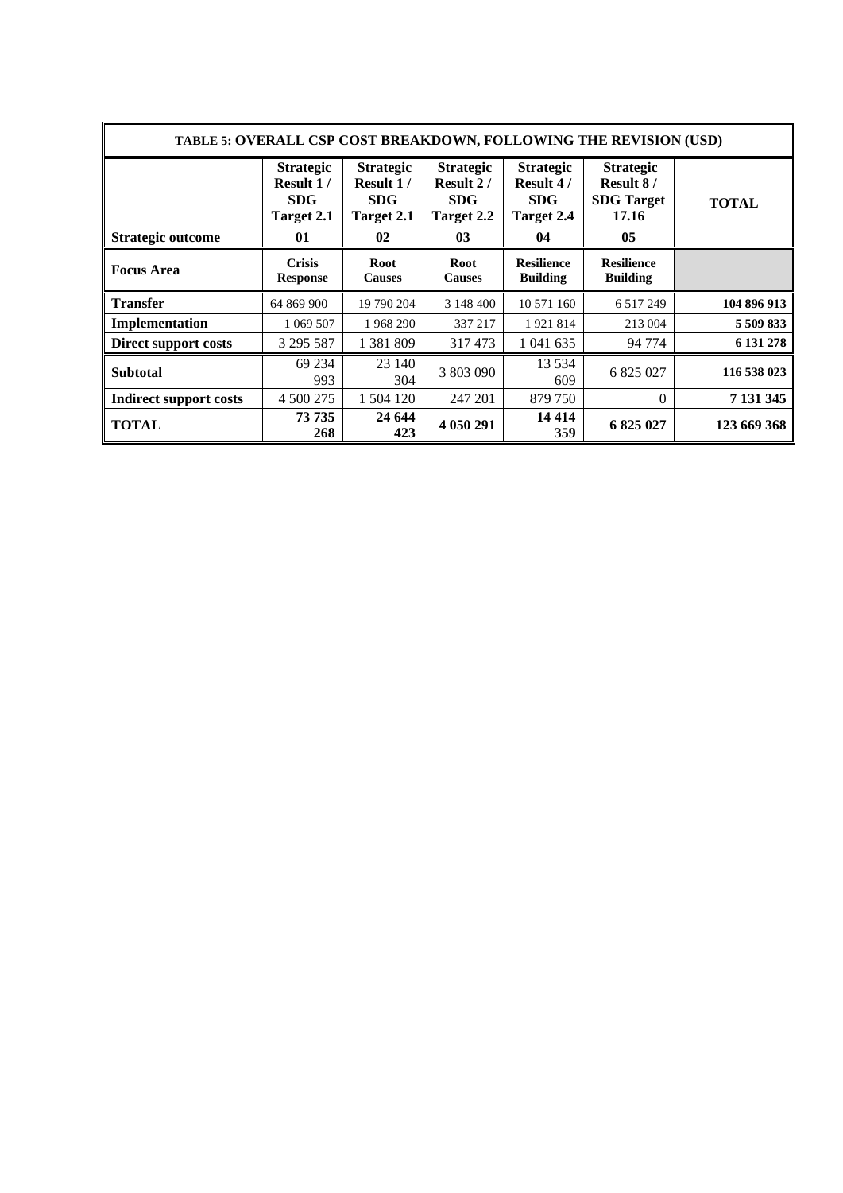| TABLE 5: OVERALL CSP COST BREAKDOWN, FOLLOWING THE REVISION (USD) | | | | | | |
|---|---|---|---|---|---|---|
| | **Strategic Result 1 / SDG Target 2.1** | **Strategic Result 1 / SDG Target 2.1** | **Strategic Result 2 / SDG Target 2.2** | **Strategic Result 4 / SDG Target 2.4** | **Strategic Result 8 / SDG Target 17.16** | **TOTAL** |
| **Strategic outcome** | **01** | **02** | **03** | **04** | **05** | |
| **Focus Area** | **Crisis Response** | **Root Causes** | **Root Causes** | **Resilience Building** | **Resilience Building** | |
| **Transfer** | 64 869 900 | 19 790 204 | 3 148 400 | 10 571 160 | 6 517 249 | **104 896 913** |
| **Implementation** | 1 069 507 | 1 968 290 | 337 217 | 1 921 814 | 213 004 | **5 509 833** |
| **Direct support costs** | 3 295 587 | 1 381 809 | 317 473 | 1 041 635 | 94 774 | **6 131 278** |
| **Subtotal** | 69 234 993 | 23 140 304 | 3 803 090 | 13 534 609 | 6 825 027 | **116 538 023** |
| **Indirect support costs** | 4 500 275 | 1 504 120 | 247 201 | 879 750 | 0 | **7 131 345** |
| **TOTAL** | **73 735 268** | **24 644 423** | **4 050 291** | **14 414 359** | **6 825 027** | **123 669 368** |